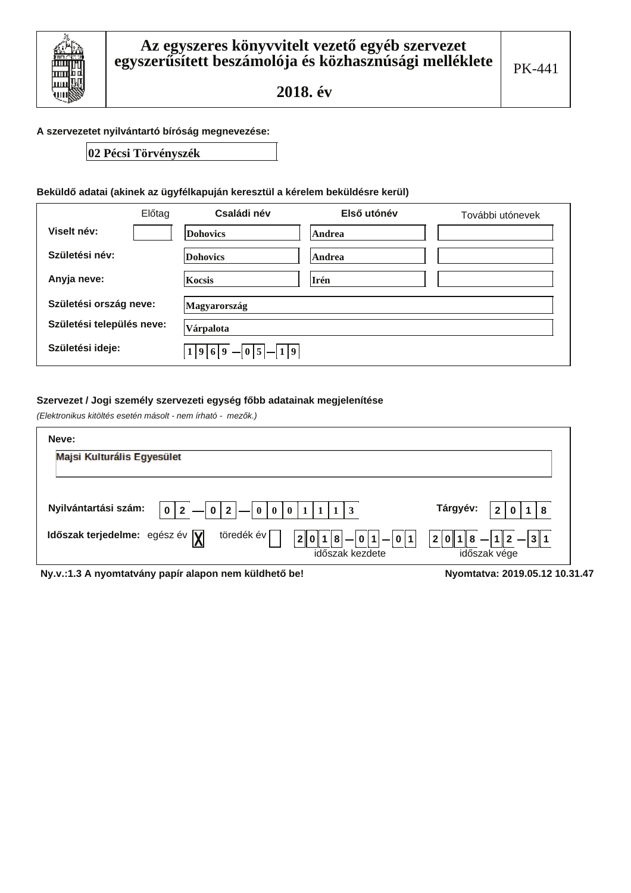# Az egyszeres könyvvitelt vezető egyéb szervezet egyszerűsített beszámolója és közhasznúsági melléklete

## 2018. év

PK-441

**A szervezetet nyilvántartó bíróság megnevezése:**

02 Pécsi Törvényszék

**Beküldő adatai (akinek az ügyfélkapuján keresztül a kérelem beküldésre kerül)**

| | Előtag | Családi név | Első utónév | További utónevek |
|---|---|---|---|---|
| Viselt név: | | Dohovics | Andrea | |
| Születési név: | | Dohovics | Andrea | |
| Anyja neve: | | Kocsis | Irén | |

Születési ország neve: Magyarország

Születési település neve: Várpalota

Születési ideje: 1969 — 05 — 19

**Szervezet / Jogi személy szervezeti egység főbb adatainak megjelenítése**

*(Elektronikus kitöltés esetén másolt - nem írható - mezők.)*

**Neve:**

Majsi Kulturális Egyesület

**Nyilvántartási szám:** 02 — 02 — 0001113

**Tárgyév:** 2018

**Időszak terjedelme:** egész év [X] töredék év [ ]

2018 — 01 — 01 (időszak kezdete)

2018 — 12 — 31 (időszak vége)

**Ny.v.:1.3 A nyomtatvány papír alapon nem küldhető be!**

**Nyomtatva: 2019.05.12 10.31.47**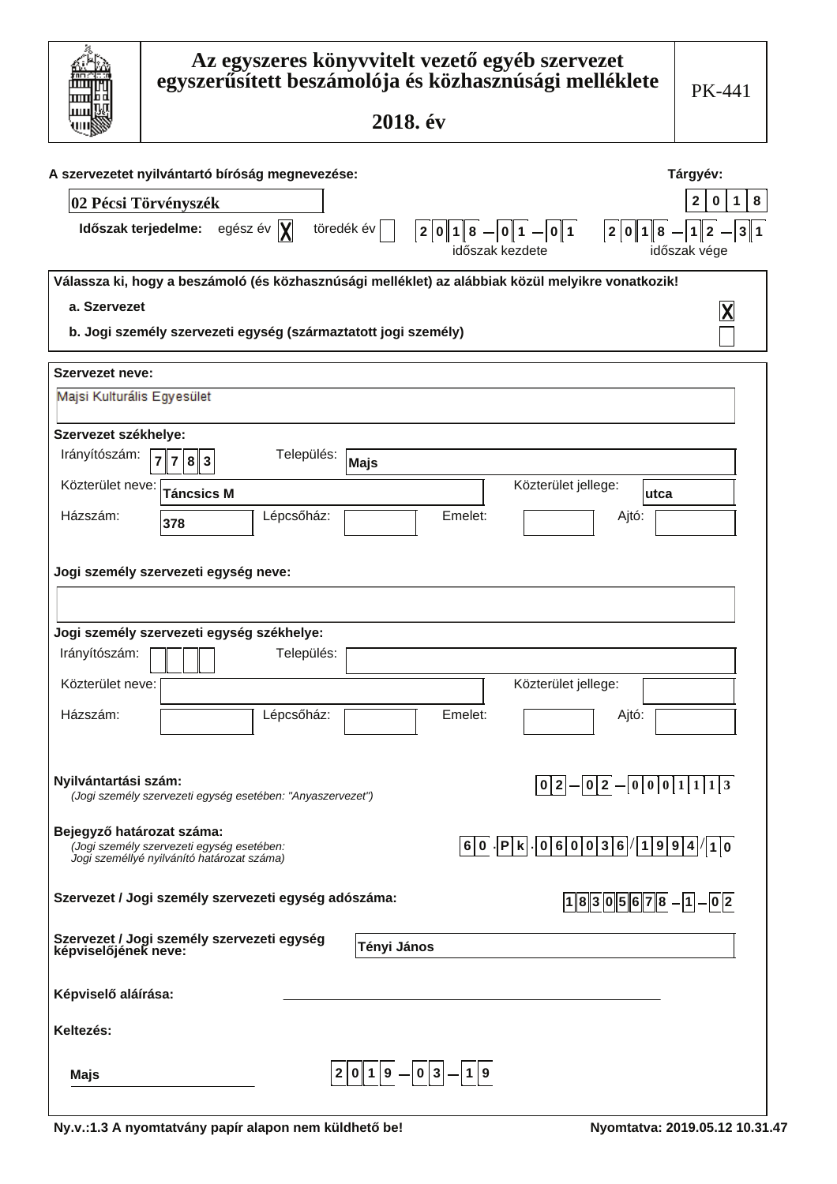# Az egyszeres könyvvitelt vezető egyéb szervezet egyszerűsített beszámolója és közhasznúsági melléklete

## 2018. év

PK-441

**A szervezetet nyilvántartó bíróság megnevezése:** 02 Pécsi Törvényszék

**Tárgyév:** 2018

**Időszak terjedelme:** egész év [X] töredék év [ ]

időszak kezdete: 2018-01-01 időszak vége: 2018-12-31

**Válassza ki, hogy a beszámoló (és közhasznúsági melléklet) az alábbiak közül melyikre vonatkozik!**

- a. Szervezet [X]
- b. Jogi személy szervezeti egység (származtatott jogi személy) [ ]

**Szervezet neve:**

Majsi Kulturális Egyesület

**Szervezet székhelye:**

Irányítószám: 7783 Település: Majs

Közterület neve: Táncsics M Közterület jellege: utca

Házszám: 378 Lépcsőház: Emelet: Ajtó:

**Jogi személy szervezeti egység neve:**

**Jogi személy szervezeti egység székhelye:**

Irányítószám: Település:

Közterület neve: Közterület jellege:

Házszám: Lépcsőház: Emelet: Ajtó:

**Nyilvántartási szám:** 02-02-0001113

*(Jogi személy szervezeti egység esetében: "Anyaszervezet")*

**Bejegyző határozat száma:** 60.Pk.060036/1994/10

*(Jogi személy szervezeti egység esetében: Jogi személlyé nyilvánító határozat száma)*

**Szervezet / Jogi személy szervezeti egység adószáma:** 18305678-1-02

**Szervezet / Jogi személy szervezeti egység képviselőjének neve:** Tényi János

**Képviselő aláírása:**

**Keltezés:**

Majs 2019-03-19

Ny.v.:1.3 A nyomtatvány papír alapon nem küldhető be!

Nyomtatva: 2019.05.12 10.31.47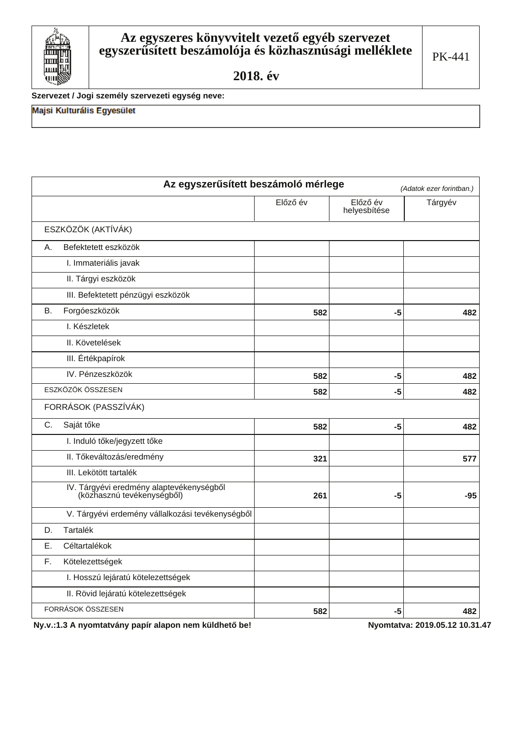# Az egyszeres könyvvitelt vezető egyéb szervezet egyszerűsített beszámolója és közhasznúsági melléklete

## 2018. év

PK-441

**Szervezet / Jogi személy szervezeti egység neve:**

Majsi Kulturális Egyesület

### Az egyszerűsített beszámoló mérlege

*(Adatok ezer forintban.)*

| | Előző év | Előző év helyesbítése | Tárgyév |
|---|---|---|---|
| ESZKÖZÖK (AKTÍVÁK) | | | |
| A. Befektetett eszközök | | | |
| I. Immateriális javak | | | |
| II. Tárgyi eszközök | | | |
| III. Befektetett pénzügyi eszközök | | | |
| B. Forgóeszközök | **582** | **-5** | **482** |
| I. Készletek | | | |
| II. Követelések | | | |
| III. Értékpapírok | | | |
| IV. Pénzeszközök | **582** | **-5** | **482** |
| ESZKÖZÖK ÖSSZESEN | **582** | **-5** | **482** |
| FORRÁSOK (PASSZÍVÁK) | | | |
| C. Saját tőke | **582** | **-5** | **482** |
| I. Induló tőke/jegyzett tőke | | | |
| II. Tőkeváltozás/eredmény | **321** | | **577** |
| III. Lekötött tartalék | | | |
| IV. Tárgyévi eredmény alaptevékenységből (közhasznú tevékenységből) | **261** | **-5** | **-95** |
| V. Tárgyévi erdemény vállalkozási tevékenységből | | | |
| D. Tartalék | | | |
| E. Céltartalékok | | | |
| F. Kötelezettségek | | | |
| I. Hosszú lejáratú kötelezettségek | | | |
| II. Rövid lejáratú kötelezettségek | | | |
| FORRÁSOK ÖSSZESEN | **582** | **-5** | **482** |

**Ny.v.:1.3 A nyomtatvány papír alapon nem küldhető be!** **Nyomtatva: 2019.05.12 10.31.47**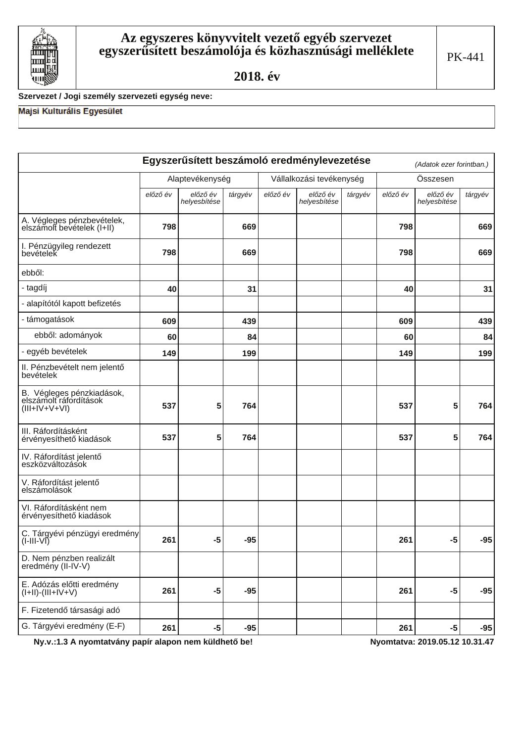# Az egyszeres könyvvitelt vezető egyéb szervezet egyszerűsített beszámolója és közhasznúsági melléklete

**2018. év**

PK-441

**Szervezet / Jogi személy szervezeti egység neve:**

Majsi Kulturális Egyesület

## Egyszerűsített beszámoló eredménylevezetése

*(Adatok ezer forintban.)*

| | Alaptevékenység | | | Vállalkozási tevékenység | | | Összesen | | |
|---|---|---|---|---|---|---|---|---|---|
| | *előző év* | *előző év helyesbítése* | *tárgyév* | *előző év* | *előző év helyesbítése* | *tárgyév* | *előző év* | *előző év helyesbítése* | *tárgyév* |
| A. Végleges pénzbevételek, elszámolt bevételek (I+II) | **798** | | **669** | | | | **798** | | **669** |
| I. Pénzügyileg rendezett bevételek | **798** | | **669** | | | | **798** | | **669** |
| ebből: | | | | | | | | | |
| - tagdíj | **40** | | **31** | | | | **40** | | **31** |
| - alapítótól kapott befizetés | | | | | | | | | |
| - támogatások | **609** | | **439** | | | | **609** | | **439** |
| ebből: adományok | **60** | | **84** | | | | **60** | | **84** |
| - egyéb bevételek | **149** | | **199** | | | | **149** | | **199** |
| II. Pénzbevételt nem jelentő bevételek | | | | | | | | | |
| B. Végleges pénzkiadások, elszámolt ráfordítások (III+IV+V+VI) | **537** | **5** | **764** | | | | **537** | **5** | **764** |
| III. Ráfordításként érvényesíthető kiadások | **537** | **5** | **764** | | | | **537** | **5** | **764** |
| IV. Ráfordítást jelentő eszközváltozások | | | | | | | | | |
| V. Ráfordítást jelentő elszámolások | | | | | | | | | |
| VI. Ráfordításként nem érvényesíthető kiadások | | | | | | | | | |
| C. Tárgyévi pénzügyi eredmény (I-III-VI) | **261** | **-5** | **-95** | | | | **261** | **-5** | **-95** |
| D. Nem pénzben realizált eredmény (II-IV-V) | | | | | | | | | |
| E. Adózás előtti eredmény (I+II)-(III+IV+V) | **261** | **-5** | **-95** | | | | **261** | **-5** | **-95** |
| F. Fizetendő társasági adó | | | | | | | | | |
| G. Tárgyévi eredmény (E-F) | **261** | **-5** | **-95** | | | | **261** | **-5** | **-95** |

**Ny.v.:1.3 A nyomtatvány papír alapon nem küldhető be!** **Nyomtatva: 2019.05.12 10.31.47**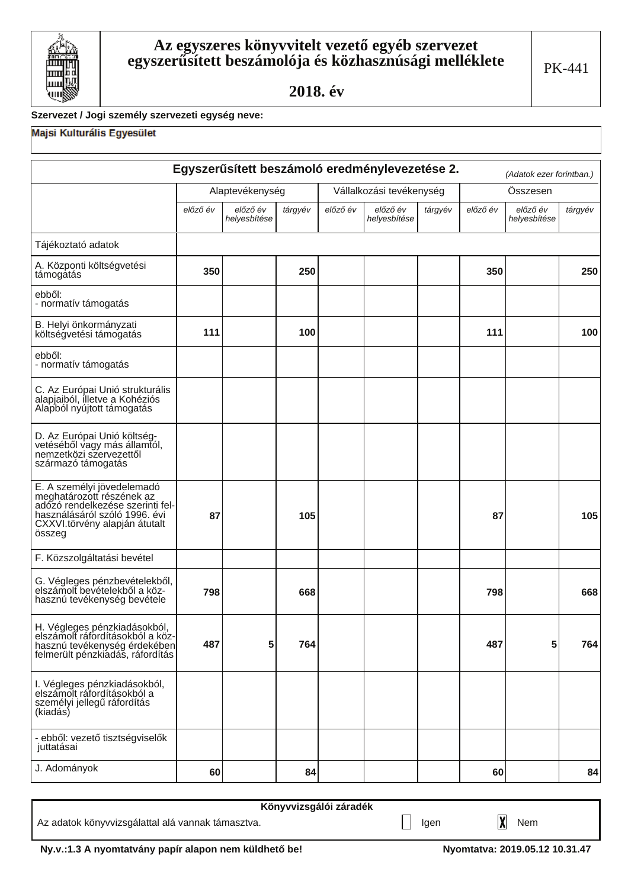# Az egyszeres könyvvitelt vezető egyéb szervezet egyszerűsített beszámolója és közhasznúsági melléklete

## 2018. év

PK-441

**Szervezet / Jogi személy szervezeti egység neve:**

Majsi Kulturális Egyesület

### Egyszerűsített beszámoló eredménylevezetése 2.

*(Adatok ezer forintban.)*

| | Alaptevékenység | | | Vállalkozási tevékenység | | | Összesen | | |
|---|---|---|---|---|---|---|---|---|---|
| | *előző év* | *előző év helyesbítése* | *tárgyév* | *előző év* | *előző év helyesbítése* | *tárgyév* | *előző év* | *előző év helyesbítése* | *tárgyév* |
| Tájékoztató adatok | | | | | | | | | |
| A. Központi költségvetési támogatás | **350** | | **250** | | | | **350** | | **250** |
| ebből: - normatív támogatás | | | | | | | | | |
| B. Helyi önkormányzati költségvetési támogatás | **111** | | **100** | | | | **111** | | **100** |
| ebből: - normatív támogatás | | | | | | | | | |
| C. Az Európai Unió strukturális alapjaiból, illetve a Kohéziós Alapból nyújtott támogatás | | | | | | | | | |
| D. Az Európai Unió költségvetéséből vagy más államtól, nemzetközi szervezettől származó támogatás | | | | | | | | | |
| E. A személyi jövedelemadó meghatározott részének az adózó rendelkezése szerinti felhasználásáról szóló 1996. évi CXXVI.törvény alapján átutalt összeg | **87** | | **105** | | | | **87** | | **105** |
| F. Közszolgáltatási bevétel | | | | | | | | | |
| G. Végleges pénzbevételekből, elszámolt bevételekből a közhasznú tevékenység bevétele | **798** | | **668** | | | | **798** | | **668** |
| H. Végleges pénzkiadásokból, elszámolt ráfordításokból a közhasznú tevékenység érdekében felmerült pénzkiadás, ráfordítás | **487** | **5** | **764** | | | | **487** | **5** | **764** |
| I. Végleges pénzkiadásokból, elszámolt ráfordításokból a személyi jellegű ráfordítás (kiadás) | | | | | | | | | |
| - ebből: vezető tisztségviselők juttatásai | | | | | | | | | |
| J. Adományok | **60** | | **84** | | | | **60** | | **84** |

**Könyvvizsgálói záradék**

Az adatok könyvvizsgálattal alá vannak támasztva. ☐ Igen ☒ Nem

**Ny.v.:1.3 A nyomtatvány papír alapon nem küldhető be!** **Nyomtatva: 2019.05.12 10.31.47**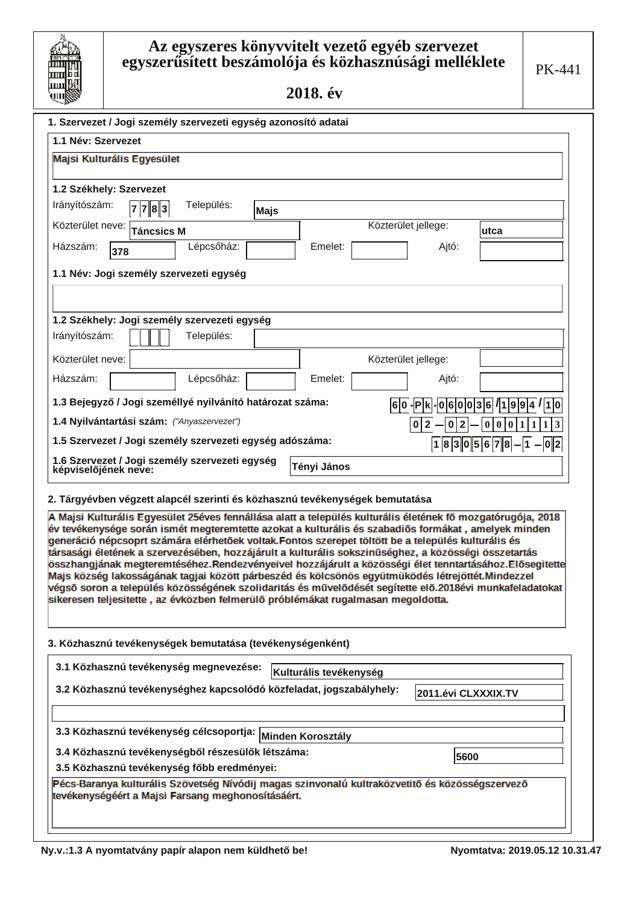# Az egyszeres könyvvitelt vezető egyéb szervezet egyszerűsített beszámolója és közhasznúsági melléklete

PK-441

## 2018. év

### 1. Szervezet / Jogi személy szervezeti egység azonosító adatai

**1.1 Név: Szervezet**

Majsi Kulturális Egyesület

**1.2 Székhely: Szervezet**

Irányítószám: 7783 Település: Majs

Közterület neve: Táncsics M Közterület jellege: utca

Házszám: 378 Lépcsőház: Emelet: Ajtó:

**1.1 Név: Jogi személy szervezeti egység**

**1.2 Székhely: Jogi személy szervezeti egység**

Irányítószám: Település:

Közterület neve: Közterület jellege:

Házszám: Lépcsőház: Emelet: Ajtó:

**1.3 Bejegyző / Jogi személlyé nyilvánító határozat száma:** 60·Pk·060036/1994/10

**1.4 Nyilvántartási szám:** *("Anyaszervezet")* 02–02–0001113

**1.5 Szervezet / Jogi személy szervezeti egység adószáma:** 18305678–1–02

**1.6 Szervezet / Jogi személy szervezeti egység képviselőjének neve:** Tényi János

### 2. Tárgyévben végzett alapcél szerinti és közhasznú tevékenységek bemutatása

A Majsi Kulturális Egyesület 25éves fennállása alatt a település kulturális életének fõ mozgatórugója, 2018 év tevékenysége során ismét megteremtette azokat a kulturális és szabadiõs formákat , amelyek minden generáció népcsoprt számára elérhetõek voltak.Fontos szerepet töltött be a település kulturális és társasági életének a szervezésében, hozzájárult a kulturális sokszinûséghez, a közösségi összetartás összhangjának megteremtéséhez.Rendezvényeivel hozzájárult a közösségi élet tenntartásához.Elõsegitette Majs község lakosságának tagjai között párbeszéd és kölcsönös együtmüködés létrejöttét.Mindezzel végsõ soron a település közösségének szolidaritás és mûvelõdését segítette elõ.2018évi munkafeladatokat sikeresen teljesitette , az évközben felmerülõ próblémákat rugalmasan megoldotta.

### 3. Közhasznú tevékenységek bemutatása (tevékenységenként)

**3.1 Közhasznú tevékenység megnevezése:** Kulturális tevékenység

**3.2 Közhasznú tevékenységhez kapcsolódó közfeladat, jogszabályhely:** 2011.évi CLXXXIX.TV

**3.3 Közhasznú tevékenység célcsoportja:** Minden Korosztály

**3.4 Közhasznú tevékenységből részesülők létszáma:** 5600

**3.5 Közhasznú tevékenység főbb eredményei:**

Pécs-Baranya kulturális Szövetség Nívódij magas szinvonalú kultraközvetitõ és közösségszervezõ tevékenységéért a Majsi Farsang meghonosításáért.

Ny.v.:1.3 A nyomtatvány papír alapon nem küldhető be!

Nyomtatva: 2019.05.12 10.31.47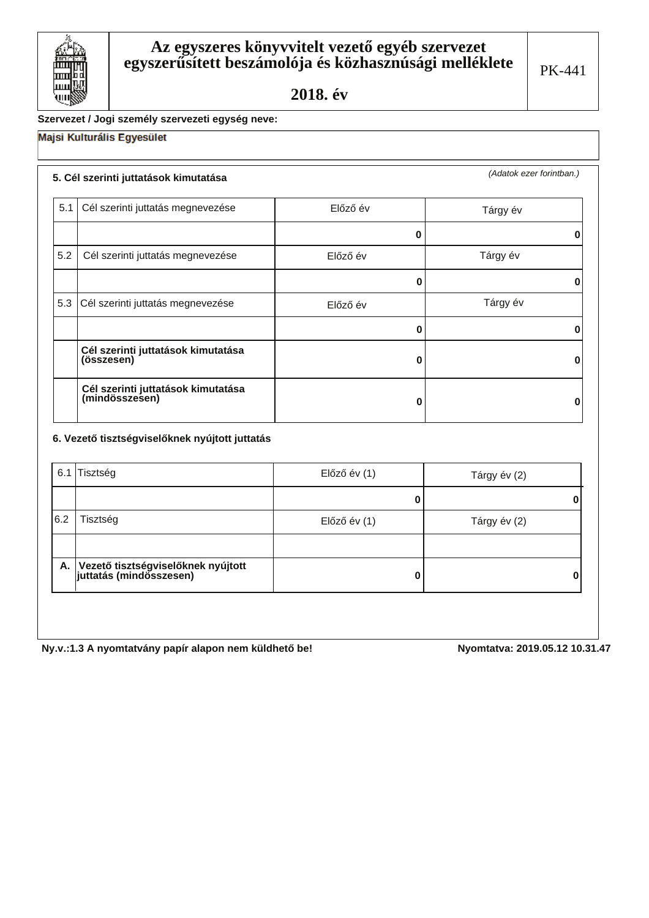# Az egyszeres könyvvitelt vezető egyéb szervezet egyszerűsített beszámolója és közhasznúsági melléklete

PK-441

## 2018. év

**Szervezet / Jogi személy szervezeti egység neve:**

Majsi Kulturális Egyesület

### 5. Cél szerinti juttatások kimutatása

*(Adatok ezer forintban.)*

| 5.1 | Cél szerinti juttatás megnevezése | Előző év | Tárgy év |
|---|---|---|---|
| | | **0** | **0** |
| 5.2 | Cél szerinti juttatás megnevezése | Előző év | Tárgy év |
| | | **0** | **0** |
| 5.3 | Cél szerinti juttatás megnevezése | Előző év | Tárgy év |
| | | **0** | **0** |
| | **Cél szerinti juttatások kimutatása (összesen)** | **0** | **0** |
| | **Cél szerinti juttatások kimutatása (mindösszesen)** | **0** | **0** |

### 6. Vezető tisztségviselőknek nyújtott juttatás

| 6.1 | Tisztség | Előző év (1) | Tárgy év (2) |
|---|---|---|---|
| | | **0** | **0** |
| 6.2 | Tisztség | Előző év (1) | Tárgy év (2) |
| | | | |
| **A.** | **Vezető tisztségviselőknek nyújtott juttatás (mindösszesen)** | **0** | **0** |

**Ny.v.:1.3 A nyomtatvány papír alapon nem küldhető be!** **Nyomtatva: 2019.05.12 10.31.47**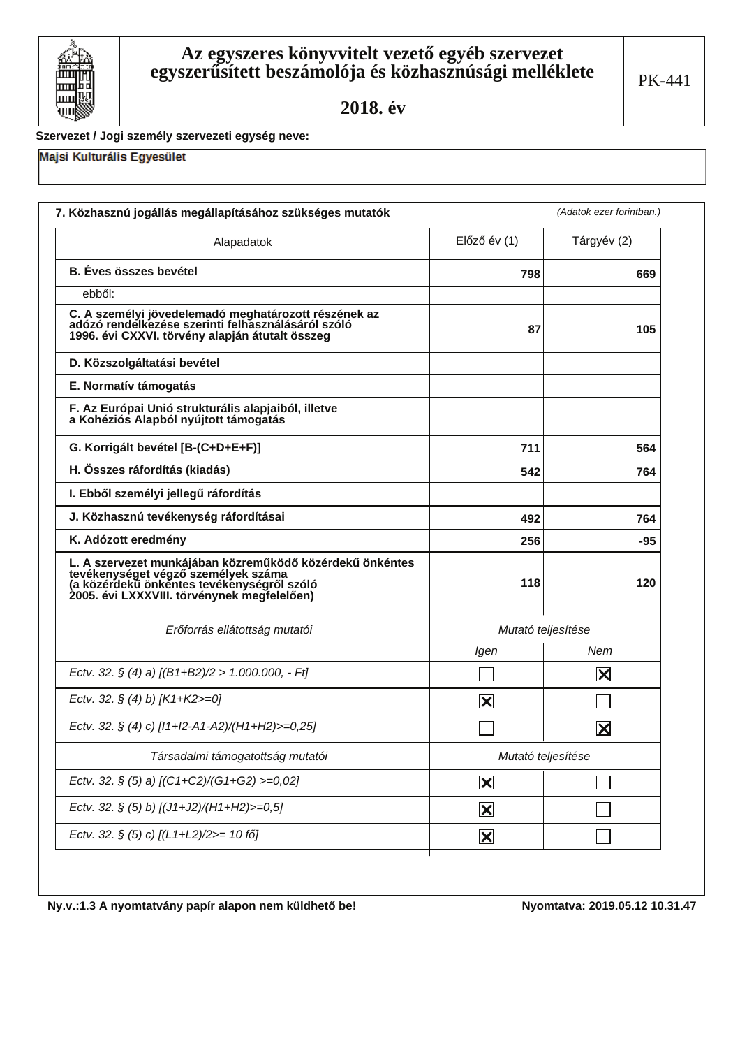# Az egyszeres könyvvitelt vezető egyéb szervezet egyszerűsített beszámolója és közhasznúsági melléklete

## 2018. év

PK-441

**Szervezet / Jogi személy szervezeti egység neve:**

Majsi Kulturális Egyesület

**7. Közhasznú jogállás megállapításához szükséges mutatók** *(Adatok ezer forintban.)*

| Alapadatok | Előző év (1) | Tárgyév (2) |
|---|---|---|
| **B. Éves összes bevétel** | **798** | **669** |
| ebből: | | |
| **C. A személyi jövedelemadó meghatározott részének az adózó rendelkezése szerinti felhasználásáról szóló 1996. évi CXXVI. törvény alapján átutalt összeg** | **87** | **105** |
| **D. Közszolgáltatási bevétel** | | |
| **E. Normatív támogatás** | | |
| **F. Az Európai Unió strukturális alapjaiból, illetve a Kohéziós Alapból nyújtott támogatás** | | |
| **G. Korrigált bevétel [B-(C+D+E+F)]** | **711** | **564** |
| **H. Összes ráfordítás (kiadás)** | **542** | **764** |
| **I. Ebből személyi jellegű ráfordítás** | | |
| **J. Közhasznú tevékenység ráfordításai** | **492** | **764** |
| **K. Adózott eredmény** | **256** | **-95** |
| **L. A szervezet munkájában közreműködő közérdekű önkéntes tevékenységet végző személyek száma (a közérdekű önkéntes tevékenységről szóló 2005. évi LXXXVIII. törvénynek megfelelően)** | **118** | **120** |

| *Erőforrás ellátottság mutatói* | *Mutató teljesítése* | |
|---|---|---|
| | *Igen* | *Nem* |
| *Ectv. 32. § (4) a) [(B1+B2)/2 > 1.000.000, - Ft]* | ☐ | ☒ |
| *Ectv. 32. § (4) b) [K1+K2>=0]* | ☒ | ☐ |
| *Ectv. 32. § (4) c) [(I1+I2-A1-A2)/(H1+H2)>=0,25]* | ☐ | ☒ |

| *Társadalmi támogatottság mutatói* | *Mutató teljesítése* | |
|---|---|---|
| | *Igen* | *Nem* |
| *Ectv. 32. § (5) a) [(C1+C2)/(G1+G2) >=0,02]* | ☒ | ☐ |
| *Ectv. 32. § (5) b) [(J1+J2)/(H1+H2)>=0,5]* | ☒ | ☐ |
| *Ectv. 32. § (5) c) [(L1+L2)/2>= 10 fő]* | ☒ | ☐ |

**Ny.v.:1.3 A nyomtatvány papír alapon nem küldhető be!** **Nyomtatva: 2019.05.12 10.31.47**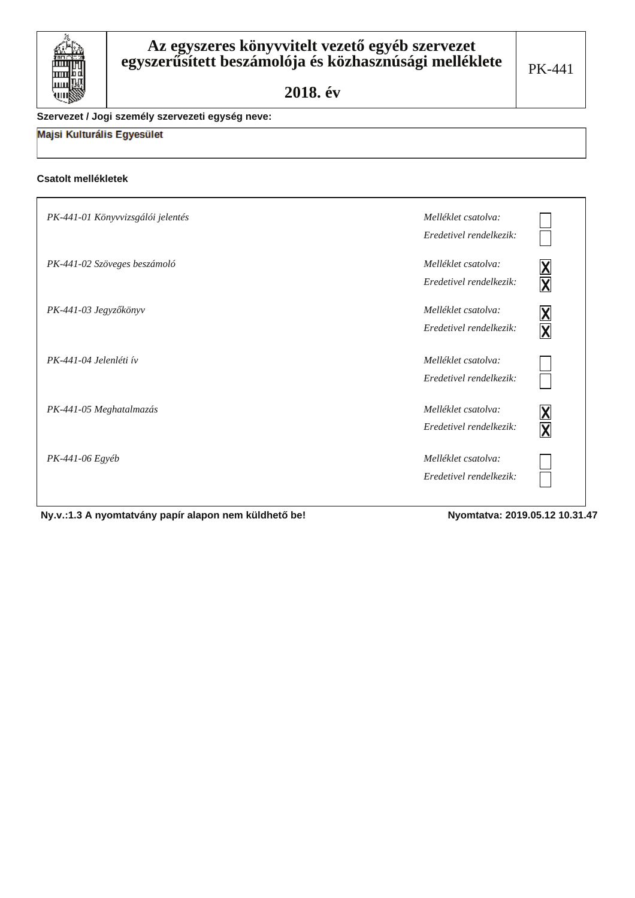# Az egyszeres könyvvitelt vezető egyéb szervezet egyszerűsített beszámolója és közhasznúsági melléklete

## 2018. év

PK-441

**Szervezet / Jogi személy szervezeti egység neve:**

Majsi Kulturális Egyesület

**Csatolt mellékletek**

| | | |
|---|---|---|
| *PK-441-01 Könyvvizsgálói jelentés* | *Melléklet csatolva:* | ☐ |
| | *Eredetivel rendelkezik:* | ☐ |
| *PK-441-02 Szöveges beszámoló* | *Melléklet csatolva:* | X |
| | *Eredetivel rendelkezik:* | X |
| *PK-441-03 Jegyzőkönyv* | *Melléklet csatolva:* | X |
| | *Eredetivel rendelkezik:* | X |
| *PK-441-04 Jelenléti ív* | *Melléklet csatolva:* | ☐ |
| | *Eredetivel rendelkezik:* | ☐ |
| *PK-441-05 Meghatalmazás* | *Melléklet csatolva:* | X |
| | *Eredetivel rendelkezik:* | X |
| *PK-441-06 Egyéb* | *Melléklet csatolva:* | ☐ |
| | *Eredetivel rendelkezik:* | ☐ |

**Ny.v.:1.3 A nyomtatvány papír alapon nem küldhető be!** **Nyomtatva: 2019.05.12 10.31.47**